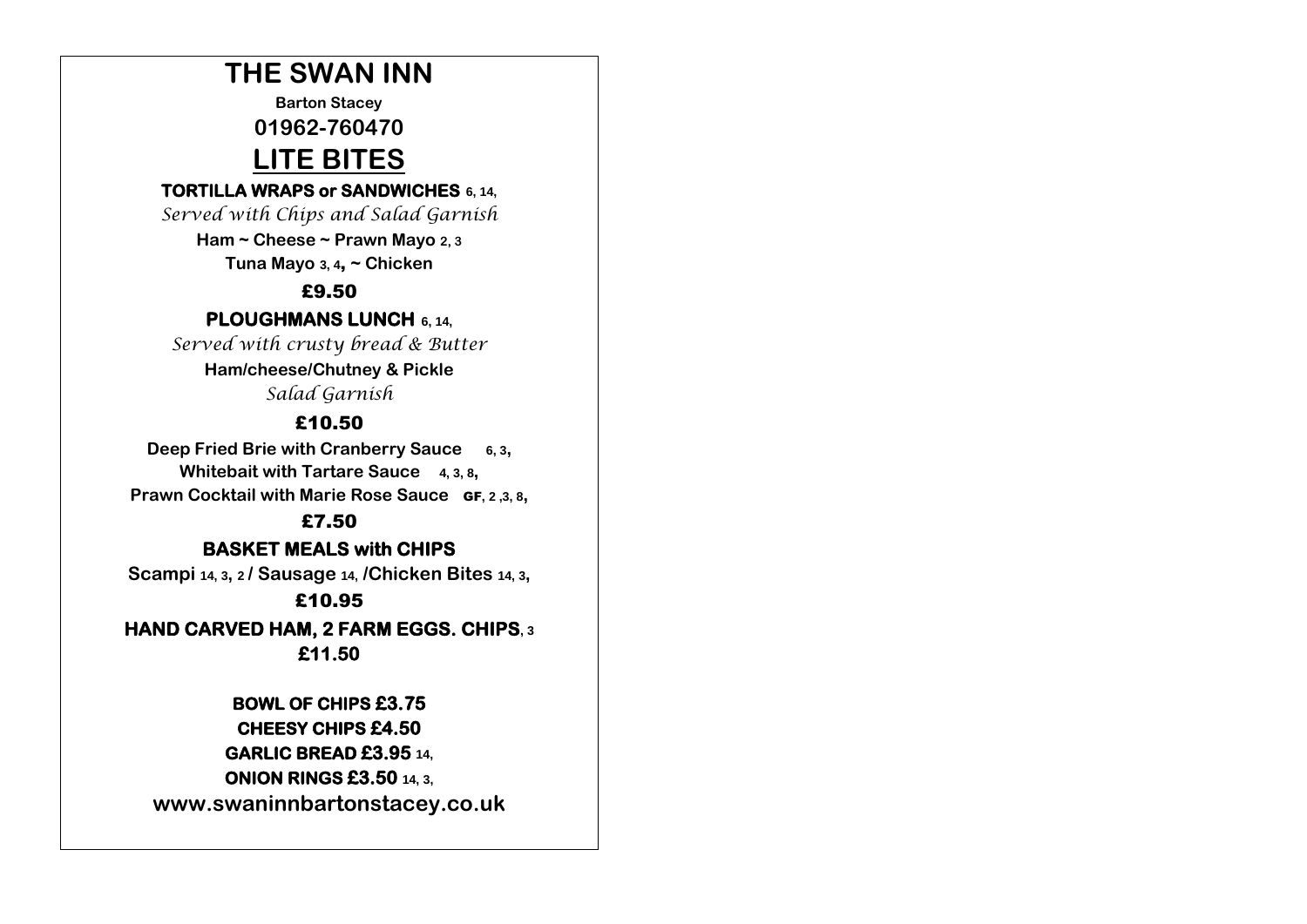# THE SWAN INN

**Barton Stacey**

**01962-760470**

## LITE BITES

**TORTILLA WRAPS or SANDWICHES** 6, 14,

*Served with Chips and Salad Garnish*

**Ham ~ Cheese ~ Prawn Mayo** 2, 3

**Tuna Mayo** 3, 4**, ~ Chicken**

**£9.50**

**PLOUGHMANS LUNCH** 6, 14,

*Served with crusty bread & Butter*

**Ham/cheese/Chutney & Pickle**

*Salad Garnish*

**£10.50**

**Deep Fried Brie with Cranberry Sauce** 6, 3,

**Whitebait with Tartare Sauce** 4, 3, 8,

**Prawn Cocktail with Marie Rose Sauce** GF, 2 ,3, 8,

**£7.50**

**BASKET MEALS with CHIPS**

**Scampi** 14, 3, 2 **/ Sausage** 14, **/Chicken Bites** 14, 3,

**£10.95**

**HAND CARVED HAM, 2 FARM EGGS. CHIPS**, 3

**£11.50**

**BOWL OF CHIPS £3.75**

**CHEESY CHIPS £4.50**

**GARLIC BREAD £3.95** 14,

**ONION RINGS £3.50** 14, 3,

**www.swaninnbartonstacey.co.uk**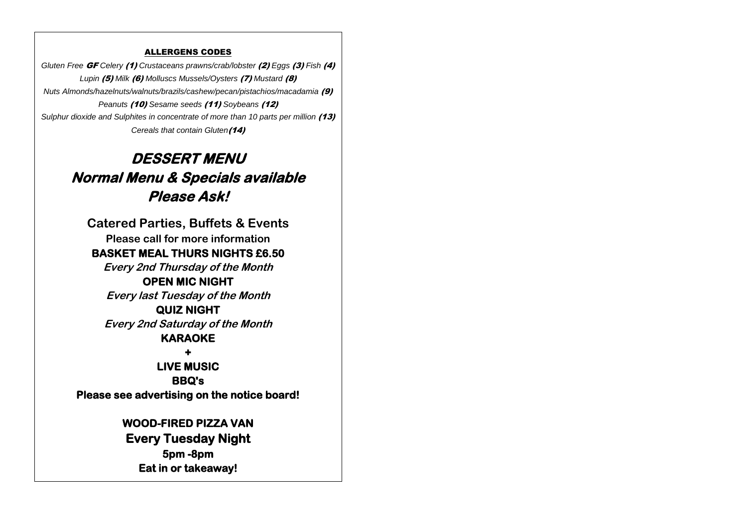**ALLERGENS CODES**

*Gluten Free* ***GF*** *Celery* ***(1)*** *Crustaceans prawns/crab/lobster* ***(2)*** *Eggs* ***(3)*** *Fish* ***(4)***
*Lupin* ***(5)*** *Milk* ***(6)*** *Molluscs Mussels/Oysters* ***(7)*** *Mustard* ***(8)***
*Nuts Almonds/hazelnuts/walnuts/brazils/cashew/pecan/pistachios/macadamia* ***(9)***
*Peanuts* ***(10)*** *Sesame seeds* ***(11)*** *Soybeans* ***(12)***
*Sulphur dioxide and Sulphites in concentrate of more than 10 parts per million* ***(13)***
*Cereals that contain Gluten* ***(14)***

# *DESSERT MENU*

## *Normal Menu & Specials available*

## *Please Ask!*

**Catered Parties, Buffets & Events**

**Please call for more information**

**BASKET MEAL THURS NIGHTS £6.50**

***Every 2nd Thursday of the Month***

**OPEN MIC NIGHT**

***Every last Tuesday of the Month***

**QUIZ NIGHT**

***Every 2nd Saturday of the Month***

**KARAOKE**

**+**

**LIVE MUSIC**

**BBQ's**

**Please see advertising on the notice board!**

**WOOD-FIRED PIZZA VAN**

**Every Tuesday Night**

**5pm -8pm**

**Eat in or takeaway!**